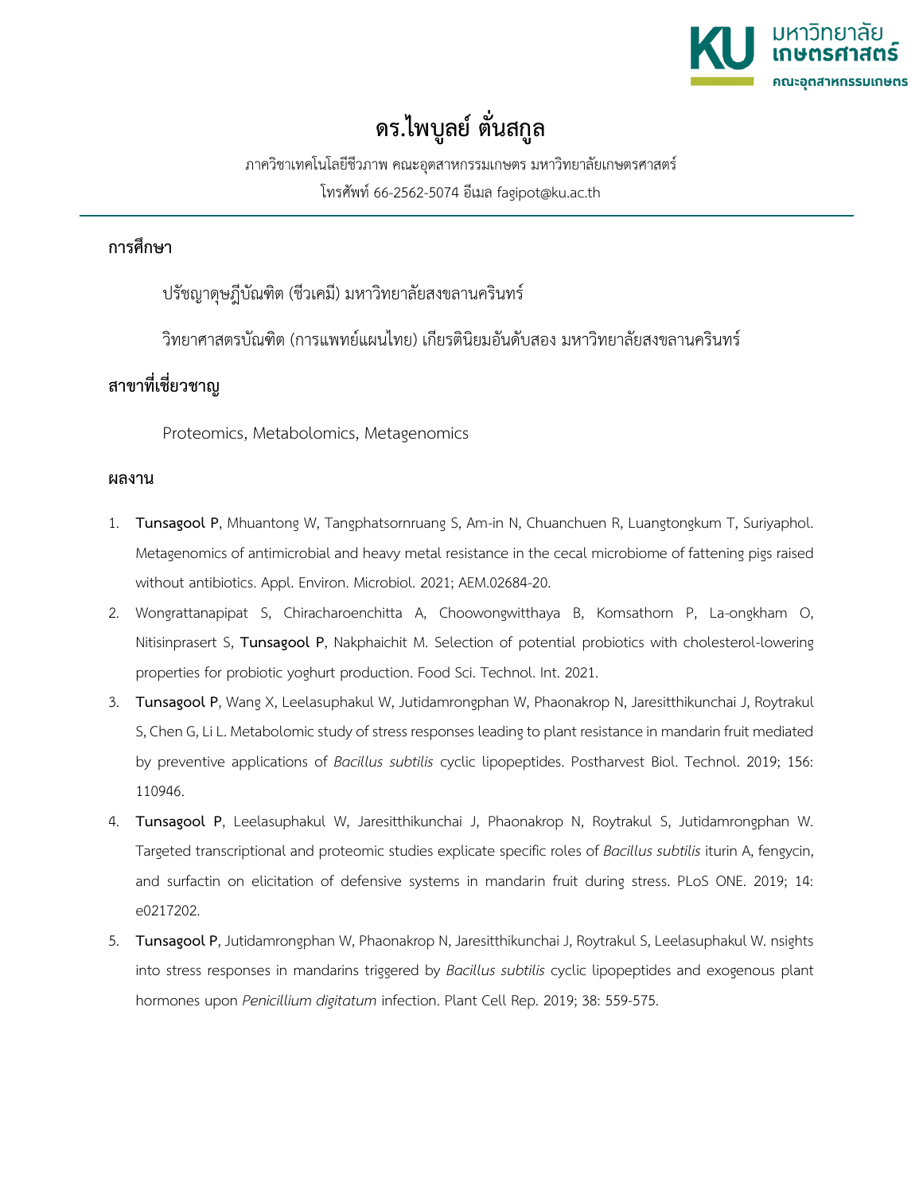# ดร.ไพบูลย์ ตั้นสกูล

ภาควิชาเทคโนโลยีชีวภาพ คณะอุตสาหกรรมเกษตร มหาวิทยาลัยเกษตรศาสตร์

โทรศัพท์ 66-2562-5074 อีเมล fagipot@ku.ac.th

## การศึกษา

ปรัชญาดุษฎีบัณฑิต (ชีวเคมี) มหาวิทยาลัยสงขลานครินทร์

วิทยาศาสตรบัณฑิต (การแพทย์แผนไทย) เกียรตินิยมอันดับสอง มหาวิทยาลัยสงขลานครินทร์

## สาขาที่เชี่ยวชาญ

Proteomics, Metabolomics, Metagenomics

## ผลงาน

1. **Tunsagool P**, Mhuantong W, Tangphatsornruang S, Am-in N, Chuanchuen R, Luangtongkum T, Suriyaphol. Metagenomics of antimicrobial and heavy metal resistance in the cecal microbiome of fattening pigs raised without antibiotics. Appl. Environ. Microbiol. 2021; AEM.02684-20.
2. Wongrattanapipat S, Chiracharoenchitta A, Choowongwitthaya B, Komsathorn P, La-ongkham O, Nitisinprasert S, **Tunsagool P**, Nakphaichit M. Selection of potential probiotics with cholesterol-lowering properties for probiotic yoghurt production. Food Sci. Technol. Int. 2021.
3. **Tunsagool P**, Wang X, Leelasuphakul W, Jutidamrongphan W, Phaonakrop N, Jaresitthikunchai J, Roytrakul S, Chen G, Li L. Metabolomic study of stress responses leading to plant resistance in mandarin fruit mediated by preventive applications of *Bacillus subtilis* cyclic lipopeptides. Postharvest Biol. Technol. 2019; 156: 110946.
4. **Tunsagool P**, Leelasuphakul W, Jaresitthikunchai J, Phaonakrop N, Roytrakul S, Jutidamrongphan W. Targeted transcriptional and proteomic studies explicate specific roles of *Bacillus subtilis* iturin A, fengycin, and surfactin on elicitation of defensive systems in mandarin fruit during stress. PLoS ONE. 2019; 14: e0217202.
5. **Tunsagool P**, Jutidamrongphan W, Phaonakrop N, Jaresitthikunchai J, Roytrakul S, Leelasuphakul W. nsights into stress responses in mandarins triggered by *Bacillus subtilis* cyclic lipopeptides and exogenous plant hormones upon *Penicillium digitatum* infection. Plant Cell Rep. 2019; 38: 559-575.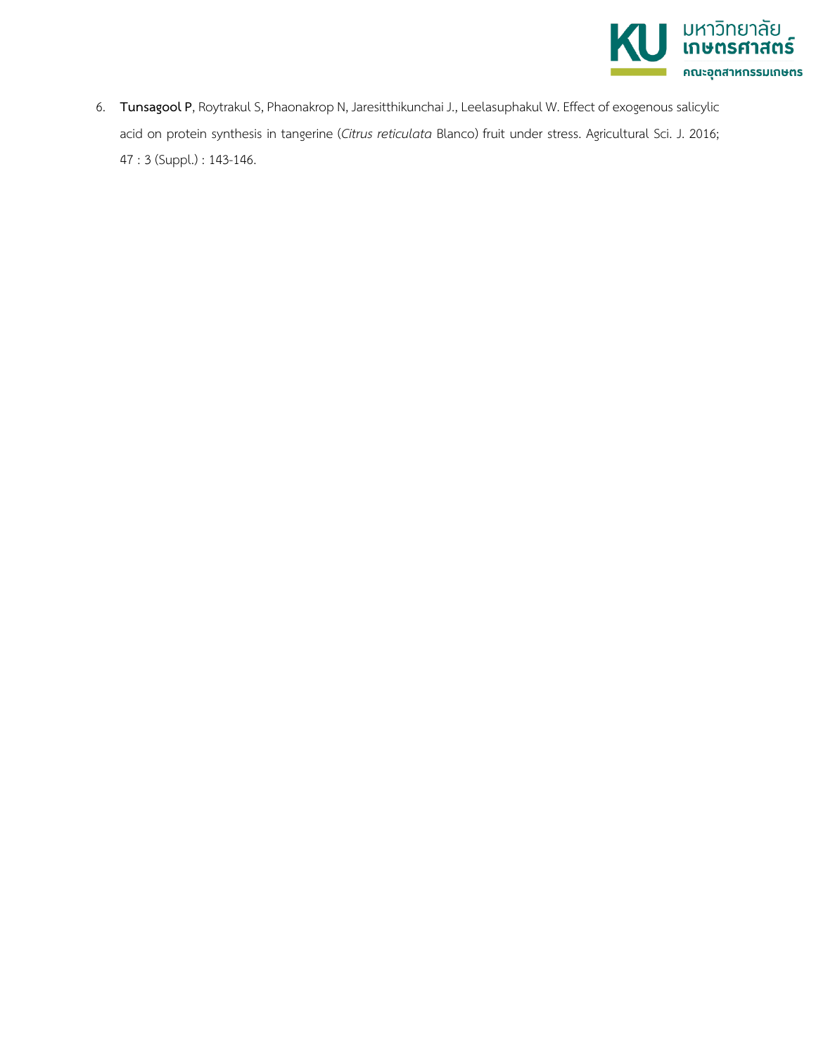6. **Tunsagool P**, Roytrakul S, Phaonakrop N, Jaresitthikunchai J., Leelasuphakul W. Effect of exogenous salicylic acid on protein synthesis in tangerine (*Citrus reticulata* Blanco) fruit under stress. Agricultural Sci. J. 2016; 47 : 3 (Suppl.) : 143-146.